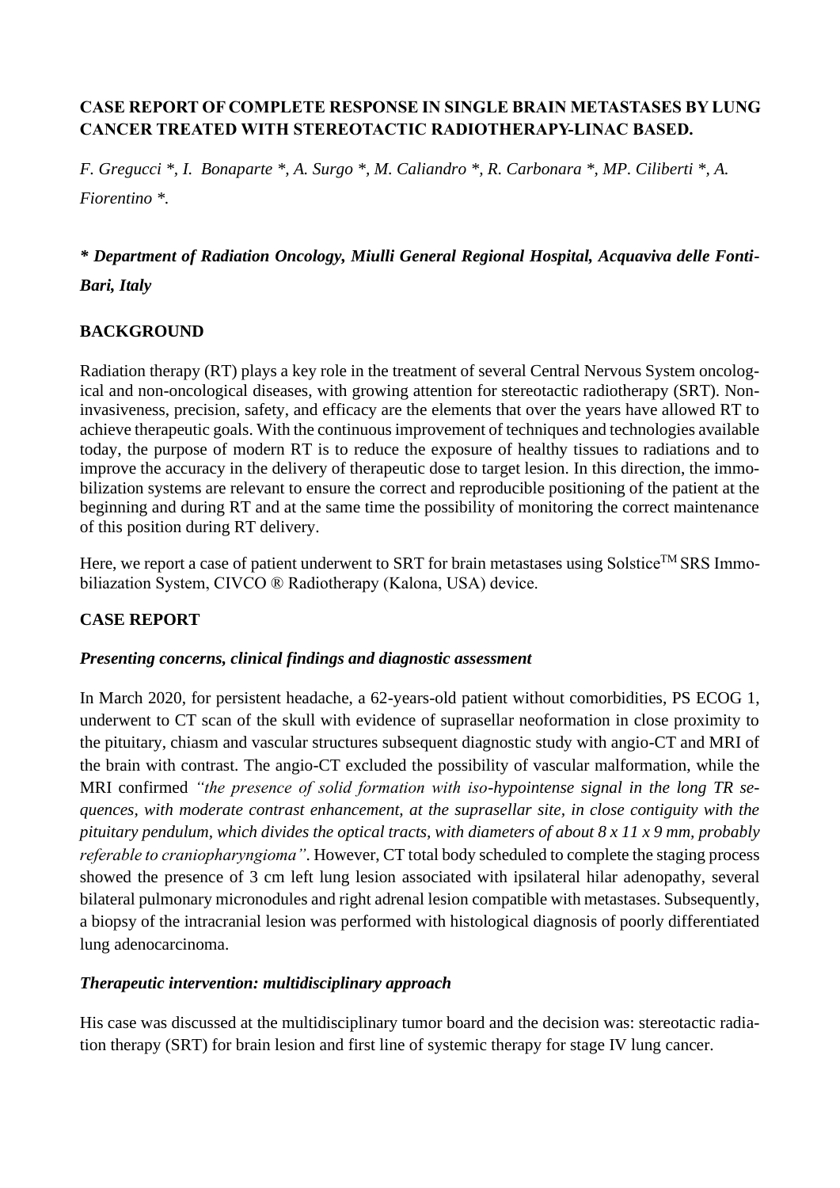# CASE REPORT OF COMPLETE RESPONSE IN SINGLE BRAIN METASTASES BY LUNG CANCER TREATED WITH STEREOTACTIC RADIOTHERAPY-LINAC BASED.

*F. Gregucci *, I. Bonaparte *, A. Surgo *, M. Caliandro *, R. Carbonara *, MP. Ciliberti *, A. Fiorentino *.*

***\* Department of Radiation Oncology, Miulli General Regional Hospital, Acquaviva delle Fonti-Bari, Italy***

## BACKGROUND

Radiation therapy (RT) plays a key role in the treatment of several Central Nervous System oncological and non-oncological diseases, with growing attention for stereotactic radiotherapy (SRT). Non-invasiveness, precision, safety, and efficacy are the elements that over the years have allowed RT to achieve therapeutic goals. With the continuous improvement of techniques and technologies available today, the purpose of modern RT is to reduce the exposure of healthy tissues to radiations and to improve the accuracy in the delivery of therapeutic dose to target lesion. In this direction, the immobilization systems are relevant to ensure the correct and reproducible positioning of the patient at the beginning and during RT and at the same time the possibility of monitoring the correct maintenance of this position during RT delivery.

Here, we report a case of patient underwent to SRT for brain metastases using Solstice™ SRS Immobiliazation System, CIVCO ® Radiotherapy (Kalona, USA) device.

## CASE REPORT

### *Presenting concerns, clinical findings and diagnostic assessment*

In March 2020, for persistent headache, a 62-years-old patient without comorbidities, PS ECOG 1, underwent to CT scan of the skull with evidence of suprasellar neoformation in close proximity to the pituitary, chiasm and vascular structures subsequent diagnostic study with angio-CT and MRI of the brain with contrast. The angio-CT excluded the possibility of vascular malformation, while the MRI confirmed *"the presence of solid formation with iso-hypointense signal in the long TR sequences, with moderate contrast enhancement, at the suprasellar site, in close contiguity with the pituitary pendulum, which divides the optical tracts, with diameters of about 8 x 11 x 9 mm, probably referable to craniopharyngioma"*. However, CT total body scheduled to complete the staging process showed the presence of 3 cm left lung lesion associated with ipsilateral hilar adenopathy, several bilateral pulmonary micronodules and right adrenal lesion compatible with metastases. Subsequently, a biopsy of the intracranial lesion was performed with histological diagnosis of poorly differentiated lung adenocarcinoma.

### *Therapeutic intervention: multidisciplinary approach*

His case was discussed at the multidisciplinary tumor board and the decision was: stereotactic radiation therapy (SRT) for brain lesion and first line of systemic therapy for stage IV lung cancer.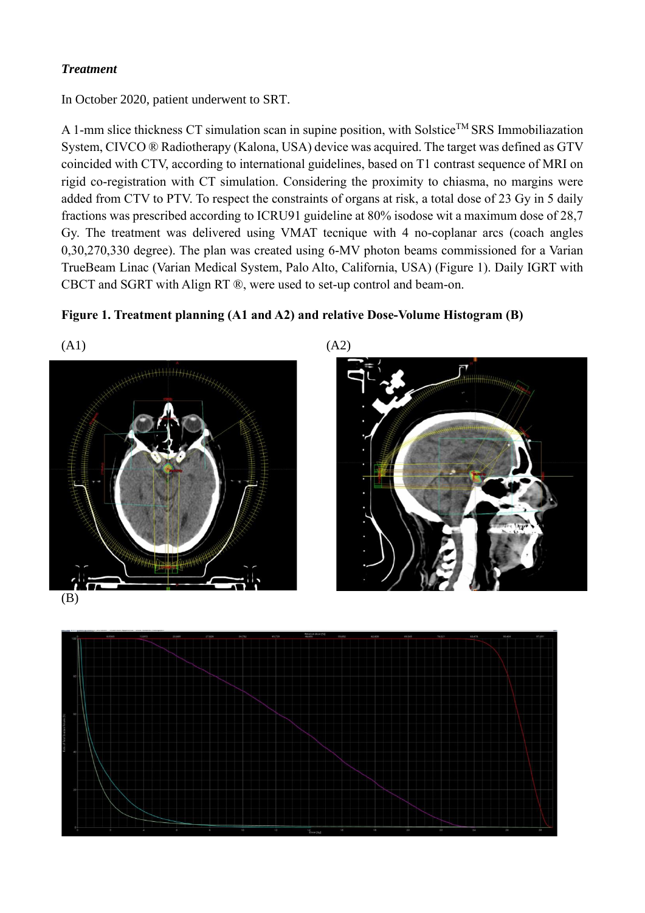***Treatment***

In October 2020, patient underwent to SRT.

A 1-mm slice thickness CT simulation scan in supine position, with Solstice™ SRS Immobiliazation System, CIVCO ® Radiotherapy (Kalona, USA) device was acquired. The target was defined as GTV coincided with CTV, according to international guidelines, based on T1 contrast sequence of MRI on rigid co-registration with CT simulation. Considering the proximity to chiasma, no margins were added from CTV to PTV. To respect the constraints of organs at risk, a total dose of 23 Gy in 5 daily fractions was prescribed according to ICRU91 guideline at 80% isodose wit a maximum dose of 28,7 Gy. The treatment was delivered using VMAT tecnique with 4 no-coplanar arcs (coach angles 0,30,270,330 degree). The plan was created using 6-MV photon beams commissioned for a Varian TrueBeam Linac (Varian Medical System, Palo Alto, California, USA) (Figure 1). Daily IGRT with CBCT and SGRT with Align RT ®, were used to set-up control and beam-on.

**Figure 1. Treatment planning (A1 and A2) and relative Dose-Volume Histogram (B)**

(A1)

(A2)

(B)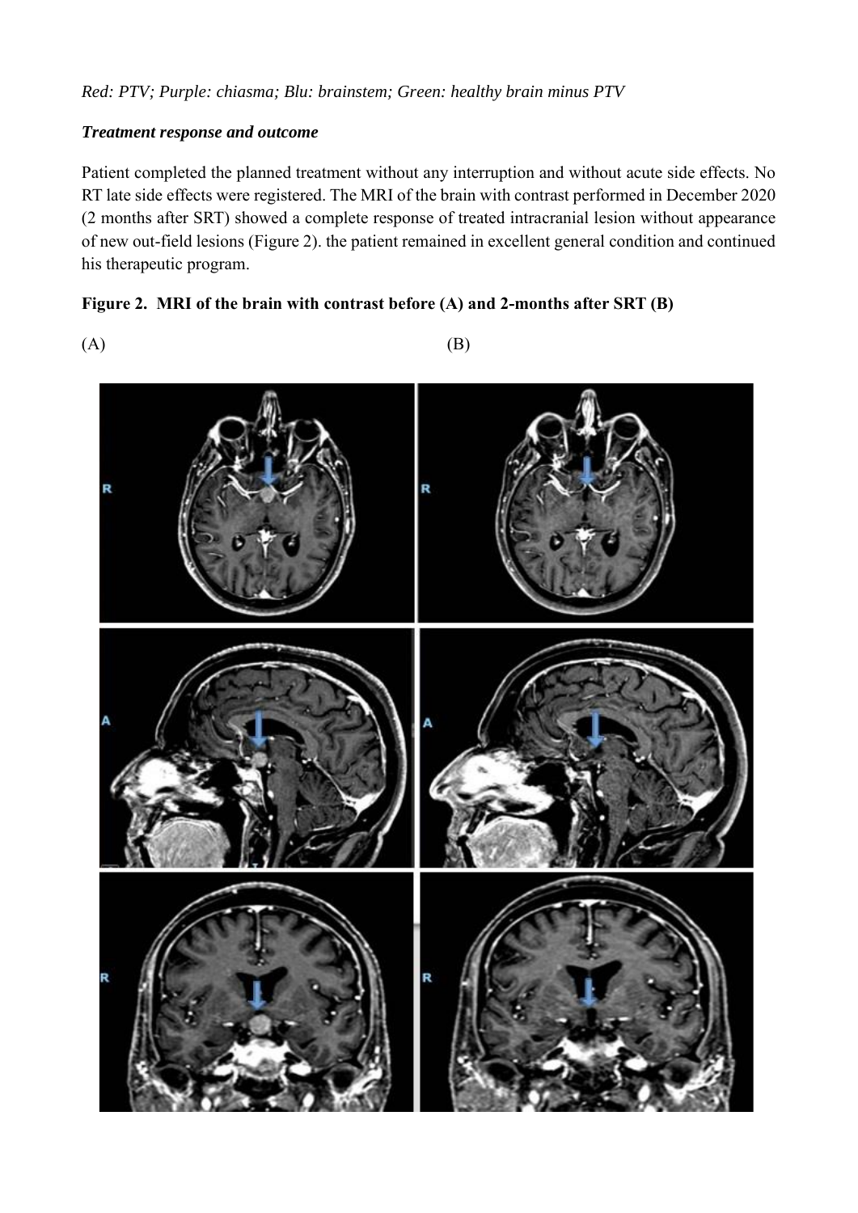*Red: PTV; Purple: chiasma; Blu: brainstem; Green: healthy brain minus PTV*

***Treatment response and outcome***

Patient completed the planned treatment without any interruption and without acute side effects. No RT late side effects were registered. The MRI of the brain with contrast performed in December 2020 (2 months after SRT) showed a complete response of treated intracranial lesion without appearance of new out-field lesions (Figure 2). the patient remained in excellent general condition and continued his therapeutic program.

**Figure 2. MRI of the brain with contrast before (A) and 2-months after SRT (B)**

(A) (B)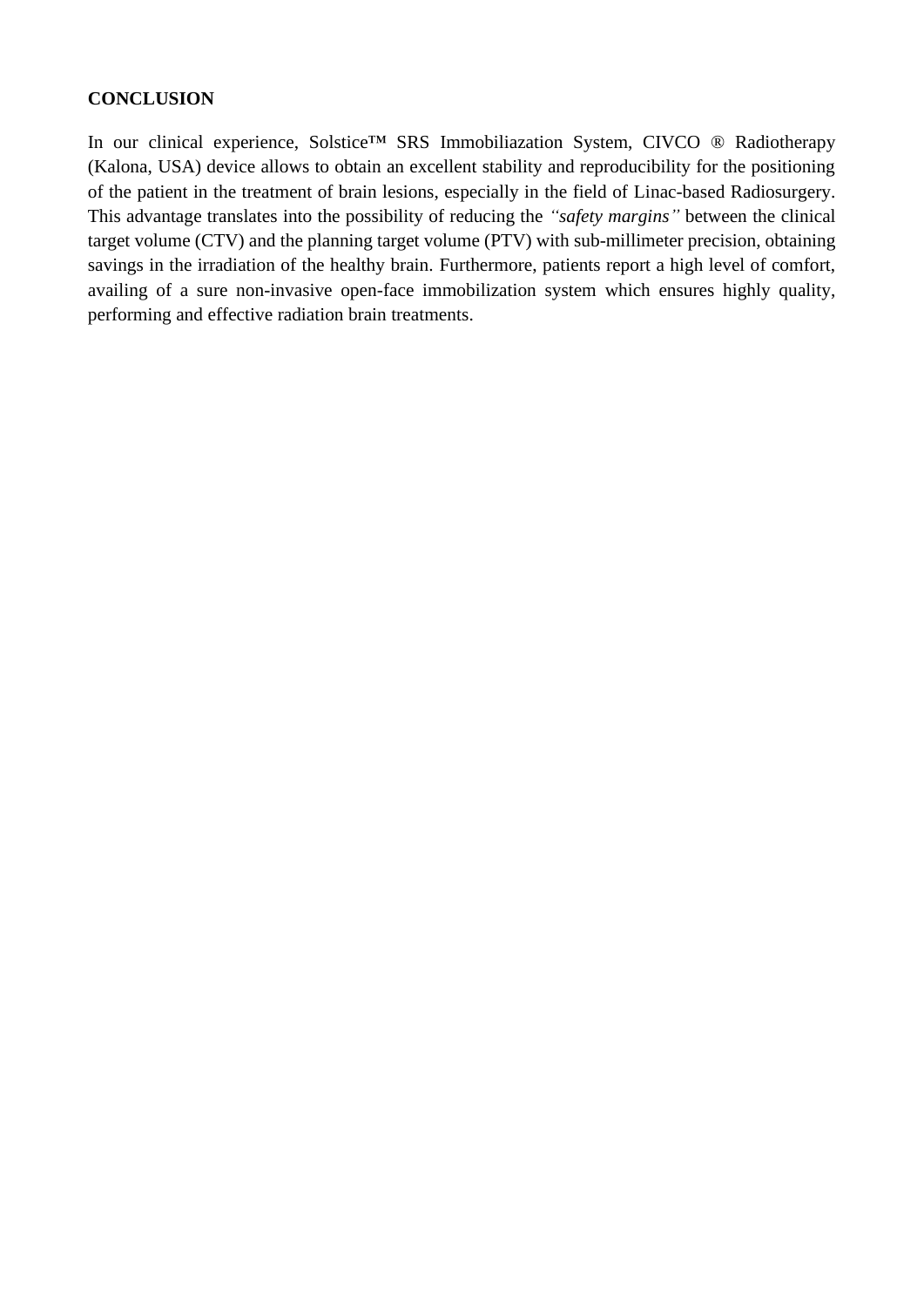**CONCLUSION**

In our clinical experience, Solstice™ SRS Immobiliazation System, CIVCO ® Radiotherapy (Kalona, USA) device allows to obtain an excellent stability and reproducibility for the positioning of the patient in the treatment of brain lesions, especially in the field of Linac-based Radiosurgery. This advantage translates into the possibility of reducing the *"safety margins"* between the clinical target volume (CTV) and the planning target volume (PTV) with sub-millimeter precision, obtaining savings in the irradiation of the healthy brain. Furthermore, patients report a high level of comfort, availing of a sure non-invasive open-face immobilization system which ensures highly quality, performing and effective radiation brain treatments.